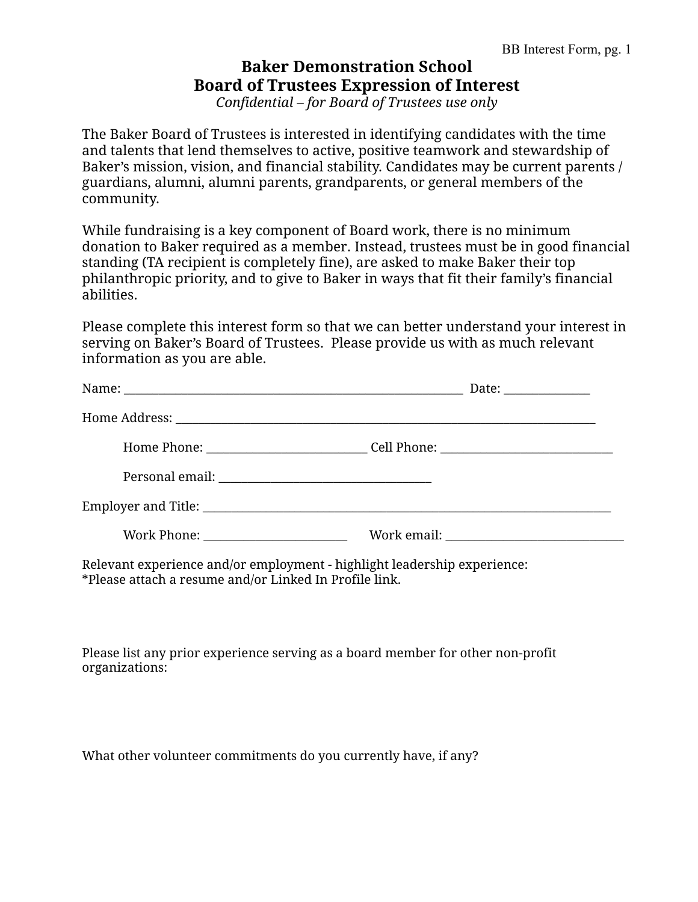# Baker Demonstration School
## Board of Trustees Expression of Interest

*Confidential – for Board of Trustees use only*

The Baker Board of Trustees is interested in identifying candidates with the time and talents that lend themselves to active, positive teamwork and stewardship of Baker's mission, vision, and financial stability. Candidates may be current parents / guardians, alumni, alumni parents, grandparents, or general members of the community.

While fundraising is a key component of Board work, there is no minimum donation to Baker required as a member. Instead, trustees must be in good financial standing (TA recipient is completely fine), are asked to make Baker their top philanthropic priority, and to give to Baker in ways that fit their family's financial abilities.

Please complete this interest form so that we can better understand your interest in serving on Baker's Board of Trustees. Please provide us with as much relevant information as you are able.

Name: ___________________________________________________________ Date: _______________

Home Address: ___________________________________________________________________________

Home Phone: ____________________________ Cell Phone: ______________________________

Personal email: _____________________________________

Employer and Title: ________________________________________________________________________

Work Phone: __________________________ Work email: ________________________________

Relevant experience and/or employment - highlight leadership experience:
*Please attach a resume and/or Linked In Profile link.

Please list any prior experience serving as a board member for other non-profit organizations:

What other volunteer commitments do you currently have, if any?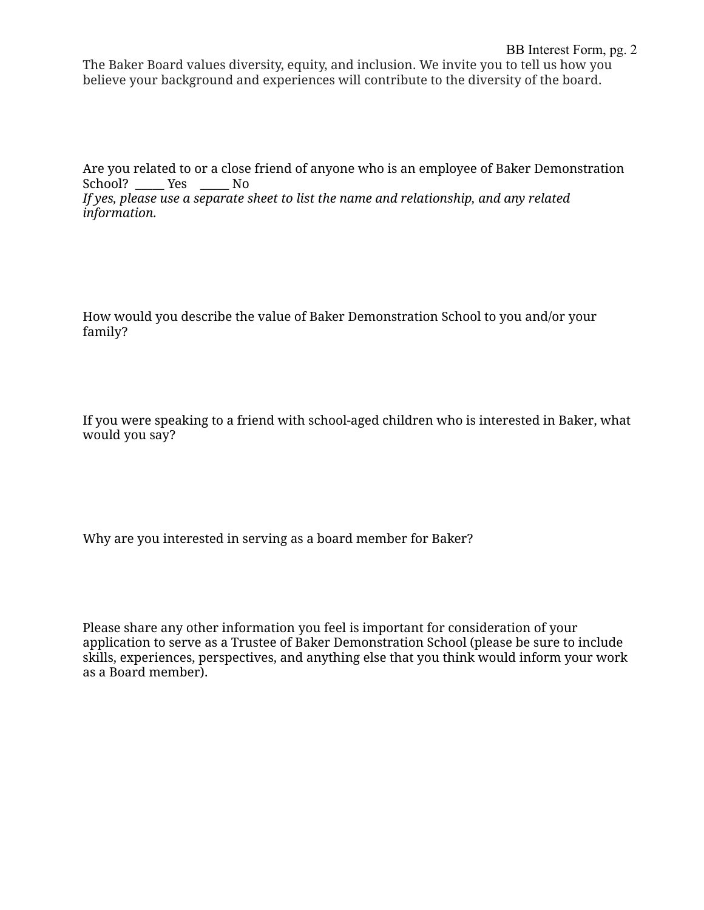The Baker Board values diversity, equity, and inclusion. We invite you to tell us how you believe your background and experiences will contribute to the diversity of the board.

Are you related to or a close friend of anyone who is an employee of Baker Demonstration School? _____ Yes _____ No

*If yes, please use a separate sheet to list the name and relationship, and any related information.*

How would you describe the value of Baker Demonstration School to you and/or your family?

If you were speaking to a friend with school-aged children who is interested in Baker, what would you say?

Why are you interested in serving as a board member for Baker?

Please share any other information you feel is important for consideration of your application to serve as a Trustee of Baker Demonstration School (please be sure to include skills, experiences, perspectives, and anything else that you think would inform your work as a Board member).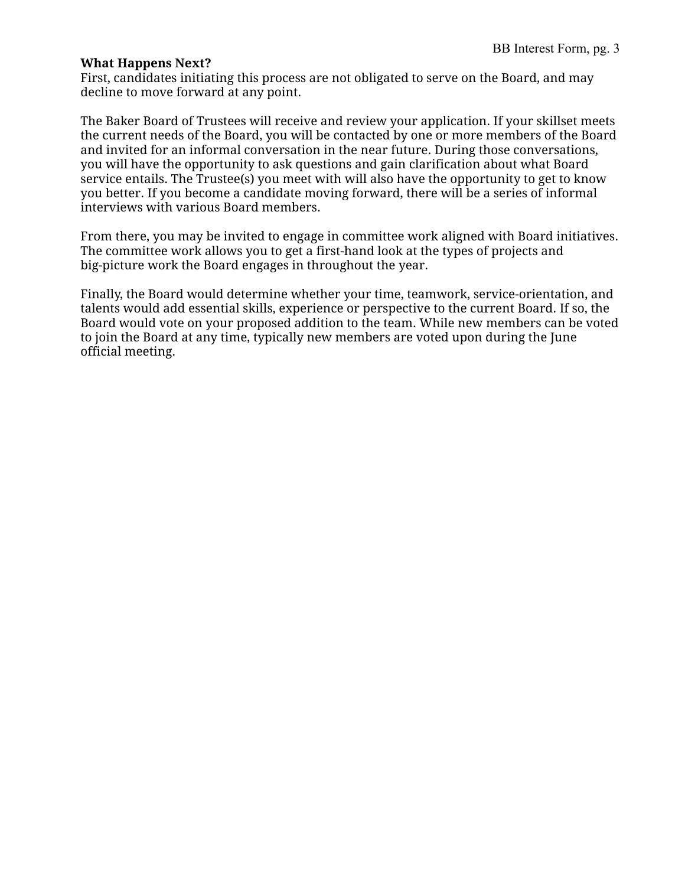**What Happens Next?**

First, candidates initiating this process are not obligated to serve on the Board, and may decline to move forward at any point.

The Baker Board of Trustees will receive and review your application. If your skillset meets the current needs of the Board, you will be contacted by one or more members of the Board and invited for an informal conversation in the near future. During those conversations, you will have the opportunity to ask questions and gain clarification about what Board service entails. The Trustee(s) you meet with will also have the opportunity to get to know you better. If you become a candidate moving forward, there will be a series of informal interviews with various Board members.

From there, you may be invited to engage in committee work aligned with Board initiatives. The committee work allows you to get a first-hand look at the types of projects and big-picture work the Board engages in throughout the year.

Finally, the Board would determine whether your time, teamwork, service-orientation, and talents would add essential skills, experience or perspective to the current Board. If so, the Board would vote on your proposed addition to the team. While new members can be voted to join the Board at any time, typically new members are voted upon during the June official meeting.